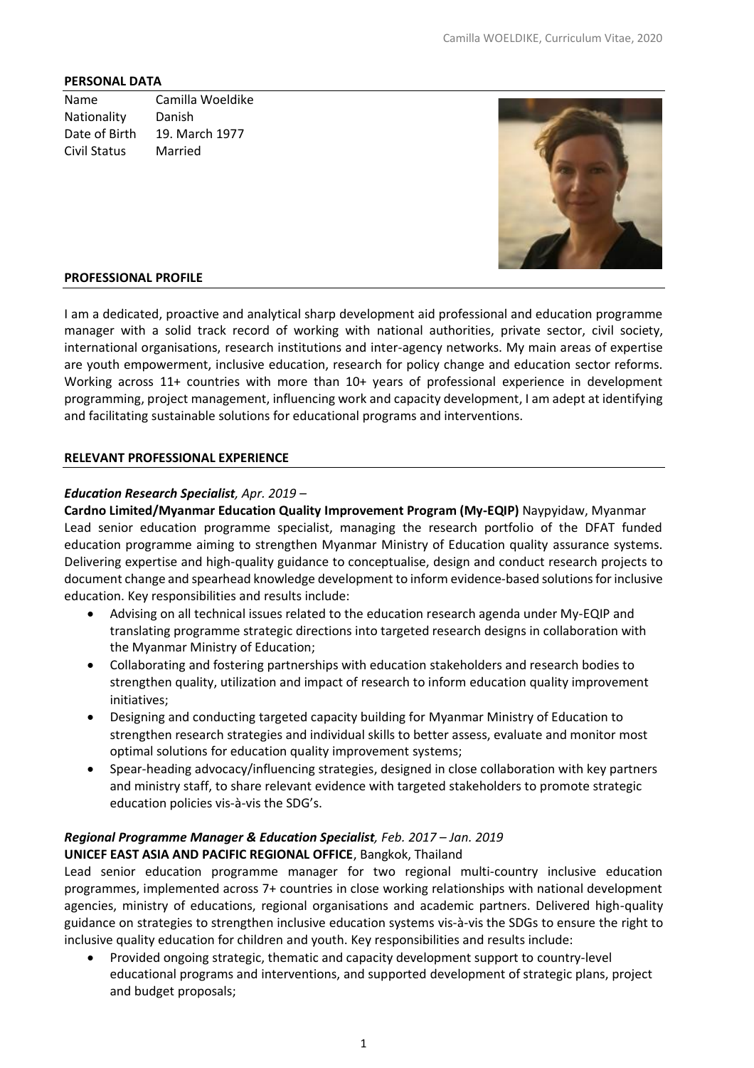## PERSONAL DATA

| | |
|---|---|
| Name | Camilla Woeldike |
| Nationality | Danish |
| Date of Birth | 19. March 1977 |
| Civil Status | Married |

## PROFESSIONAL PROFILE

I am a dedicated, proactive and analytical sharp development aid professional and education programme manager with a solid track record of working with national authorities, private sector, civil society, international organisations, research institutions and inter-agency networks. My main areas of expertise are youth empowerment, inclusive education, research for policy change and education sector reforms. Working across 11+ countries with more than 10+ years of professional experience in development programming, project management, influencing work and capacity development, I am adept at identifying and facilitating sustainable solutions for educational programs and interventions.

## RELEVANT PROFESSIONAL EXPERIENCE

***Education Research Specialist**, Apr. 2019 –*

**Cardno Limited/Myanmar Education Quality Improvement Program (My-EQIP)** Naypyidaw, Myanmar

Lead senior education programme specialist, managing the research portfolio of the DFAT funded education programme aiming to strengthen Myanmar Ministry of Education quality assurance systems. Delivering expertise and high-quality guidance to conceptualise, design and conduct research projects to document change and spearhead knowledge development to inform evidence-based solutions for inclusive education. Key responsibilities and results include:

- Advising on all technical issues related to the education research agenda under My-EQIP and translating programme strategic directions into targeted research designs in collaboration with the Myanmar Ministry of Education;
- Collaborating and fostering partnerships with education stakeholders and research bodies to strengthen quality, utilization and impact of research to inform education quality improvement initiatives;
- Designing and conducting targeted capacity building for Myanmar Ministry of Education to strengthen research strategies and individual skills to better assess, evaluate and monitor most optimal solutions for education quality improvement systems;
- Spear-heading advocacy/influencing strategies, designed in close collaboration with key partners and ministry staff, to share relevant evidence with targeted stakeholders to promote strategic education policies vis-à-vis the SDG's.

***Regional Programme Manager & Education Specialist**, Feb. 2017 – Jan. 2019*

**UNICEF EAST ASIA AND PACIFIC REGIONAL OFFICE**, Bangkok, Thailand

Lead senior education programme manager for two regional multi-country inclusive education programmes, implemented across 7+ countries in close working relationships with national development agencies, ministry of educations, regional organisations and academic partners. Delivered high-quality guidance on strategies to strengthen inclusive education systems vis-à-vis the SDGs to ensure the right to inclusive quality education for children and youth. Key responsibilities and results include:

- Provided ongoing strategic, thematic and capacity development support to country-level educational programs and interventions, and supported development of strategic plans, project and budget proposals;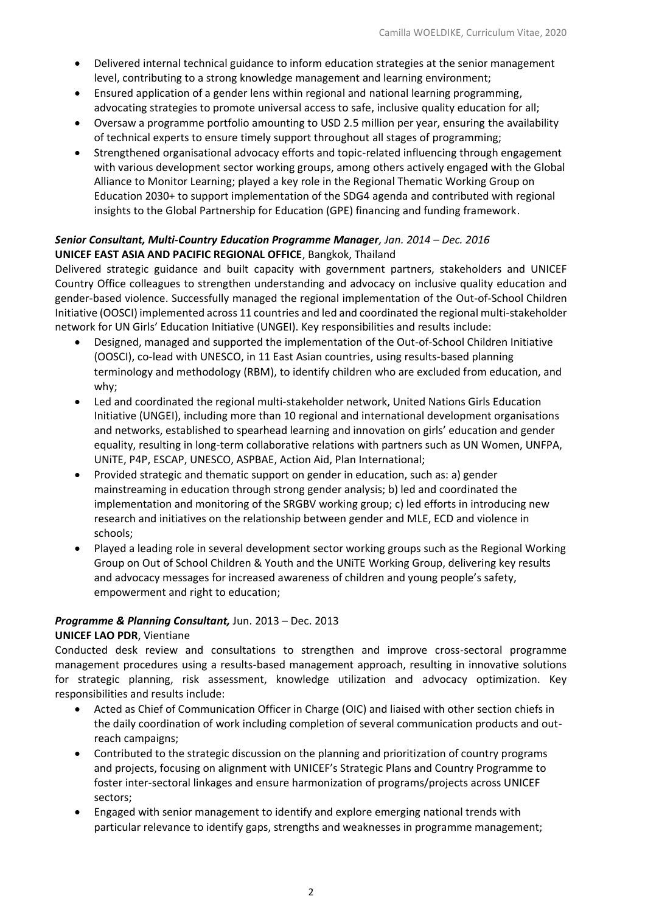- Delivered internal technical guidance to inform education strategies at the senior management level, contributing to a strong knowledge management and learning environment;
- Ensured application of a gender lens within regional and national learning programming, advocating strategies to promote universal access to safe, inclusive quality education for all;
- Oversaw a programme portfolio amounting to USD 2.5 million per year, ensuring the availability of technical experts to ensure timely support throughout all stages of programming;
- Strengthened organisational advocacy efforts and topic-related influencing through engagement with various development sector working groups, among others actively engaged with the Global Alliance to Monitor Learning; played a key role in the Regional Thematic Working Group on Education 2030+ to support implementation of the SDG4 agenda and contributed with regional insights to the Global Partnership for Education (GPE) financing and funding framework.

***Senior Consultant, Multi-Country Education Programme Manager**, Jan. 2014 – Dec. 2016*
**UNICEF EAST ASIA AND PACIFIC REGIONAL OFFICE**, Bangkok, Thailand

Delivered strategic guidance and built capacity with government partners, stakeholders and UNICEF Country Office colleagues to strengthen understanding and advocacy on inclusive quality education and gender-based violence. Successfully managed the regional implementation of the Out-of-School Children Initiative (OOSCI) implemented across 11 countries and led and coordinated the regional multi-stakeholder network for UN Girls' Education Initiative (UNGEI). Key responsibilities and results include:

- Designed, managed and supported the implementation of the Out-of-School Children Initiative (OOSCI), co-lead with UNESCO, in 11 East Asian countries, using results-based planning terminology and methodology (RBM), to identify children who are excluded from education, and why;
- Led and coordinated the regional multi-stakeholder network, United Nations Girls Education Initiative (UNGEI), including more than 10 regional and international development organisations and networks, established to spearhead learning and innovation on girls' education and gender equality, resulting in long-term collaborative relations with partners such as UN Women, UNFPA, UNiTE, P4P, ESCAP, UNESCO, ASPBAE, Action Aid, Plan International;
- Provided strategic and thematic support on gender in education, such as: a) gender mainstreaming in education through strong gender analysis; b) led and coordinated the implementation and monitoring of the SRGBV working group; c) led efforts in introducing new research and initiatives on the relationship between gender and MLE, ECD and violence in schools;
- Played a leading role in several development sector working groups such as the Regional Working Group on Out of School Children & Youth and the UNiTE Working Group, delivering key results and advocacy messages for increased awareness of children and young people's safety, empowerment and right to education;

***Programme & Planning Consultant,*** Jun. 2013 – Dec. 2013
**UNICEF LAO PDR**, Vientiane

Conducted desk review and consultations to strengthen and improve cross-sectoral programme management procedures using a results-based management approach, resulting in innovative solutions for strategic planning, risk assessment, knowledge utilization and advocacy optimization. Key responsibilities and results include:

- Acted as Chief of Communication Officer in Charge (OIC) and liaised with other section chiefs in the daily coordination of work including completion of several communication products and out-reach campaigns;
- Contributed to the strategic discussion on the planning and prioritization of country programs and projects, focusing on alignment with UNICEF's Strategic Plans and Country Programme to foster inter-sectoral linkages and ensure harmonization of programs/projects across UNICEF sectors;
- Engaged with senior management to identify and explore emerging national trends with particular relevance to identify gaps, strengths and weaknesses in programme management;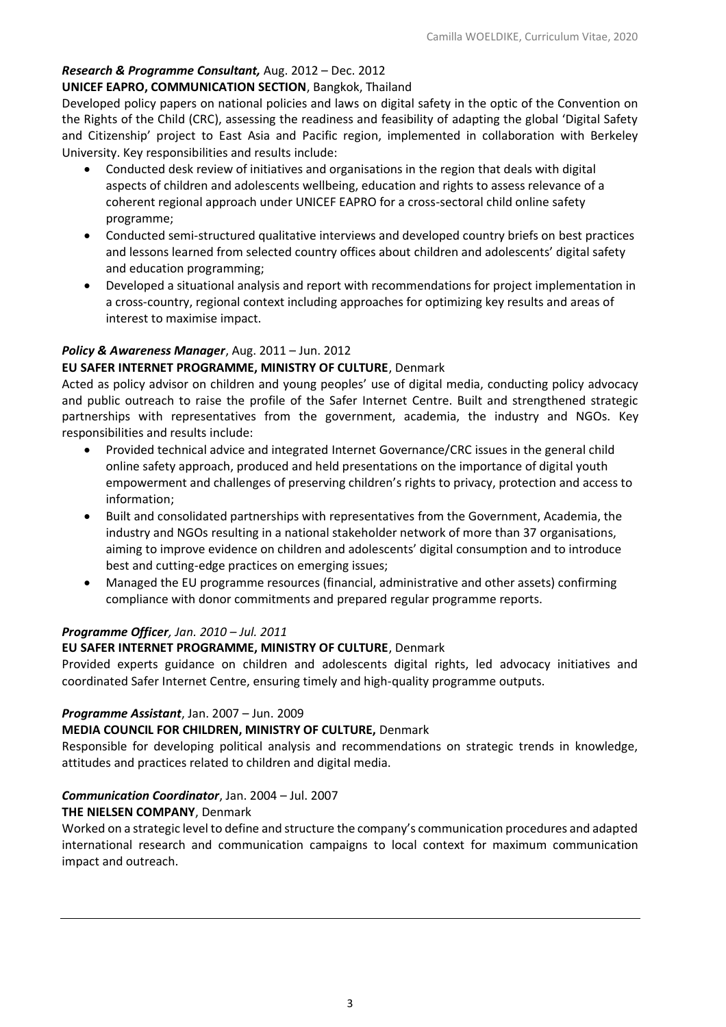***Research & Programme Consultant,*** Aug. 2012 – Dec. 2012

**UNICEF EAPRO, COMMUNICATION SECTION**, Bangkok, Thailand

Developed policy papers on national policies and laws on digital safety in the optic of the Convention on the Rights of the Child (CRC), assessing the readiness and feasibility of adapting the global 'Digital Safety and Citizenship' project to East Asia and Pacific region, implemented in collaboration with Berkeley University. Key responsibilities and results include:

- Conducted desk review of initiatives and organisations in the region that deals with digital aspects of children and adolescents wellbeing, education and rights to assess relevance of a coherent regional approach under UNICEF EAPRO for a cross-sectoral child online safety programme;
- Conducted semi-structured qualitative interviews and developed country briefs on best practices and lessons learned from selected country offices about children and adolescents' digital safety and education programming;
- Developed a situational analysis and report with recommendations for project implementation in a cross-country, regional context including approaches for optimizing key results and areas of interest to maximise impact.

***Policy & Awareness Manager***, Aug. 2011 – Jun. 2012

**EU SAFER INTERNET PROGRAMME, MINISTRY OF CULTURE**, Denmark

Acted as policy advisor on children and young peoples' use of digital media, conducting policy advocacy and public outreach to raise the profile of the Safer Internet Centre. Built and strengthened strategic partnerships with representatives from the government, academia, the industry and NGOs. Key responsibilities and results include:

- Provided technical advice and integrated Internet Governance/CRC issues in the general child online safety approach, produced and held presentations on the importance of digital youth empowerment and challenges of preserving children's rights to privacy, protection and access to information;
- Built and consolidated partnerships with representatives from the Government, Academia, the industry and NGOs resulting in a national stakeholder network of more than 37 organisations, aiming to improve evidence on children and adolescents' digital consumption and to introduce best and cutting-edge practices on emerging issues;
- Managed the EU programme resources (financial, administrative and other assets) confirming compliance with donor commitments and prepared regular programme reports.

***Programme Officer**, Jan. 2010 – Jul. 2011*

**EU SAFER INTERNET PROGRAMME, MINISTRY OF CULTURE**, Denmark

Provided experts guidance on children and adolescents digital rights, led advocacy initiatives and coordinated Safer Internet Centre, ensuring timely and high-quality programme outputs.

***Programme Assistant***, Jan. 2007 – Jun. 2009

**MEDIA COUNCIL FOR CHILDREN, MINISTRY OF CULTURE,** Denmark

Responsible for developing political analysis and recommendations on strategic trends in knowledge, attitudes and practices related to children and digital media.

***Communication Coordinator***, Jan. 2004 – Jul. 2007

**THE NIELSEN COMPANY**, Denmark

Worked on a strategic level to define and structure the company's communication procedures and adapted international research and communication campaigns to local context for maximum communication impact and outreach.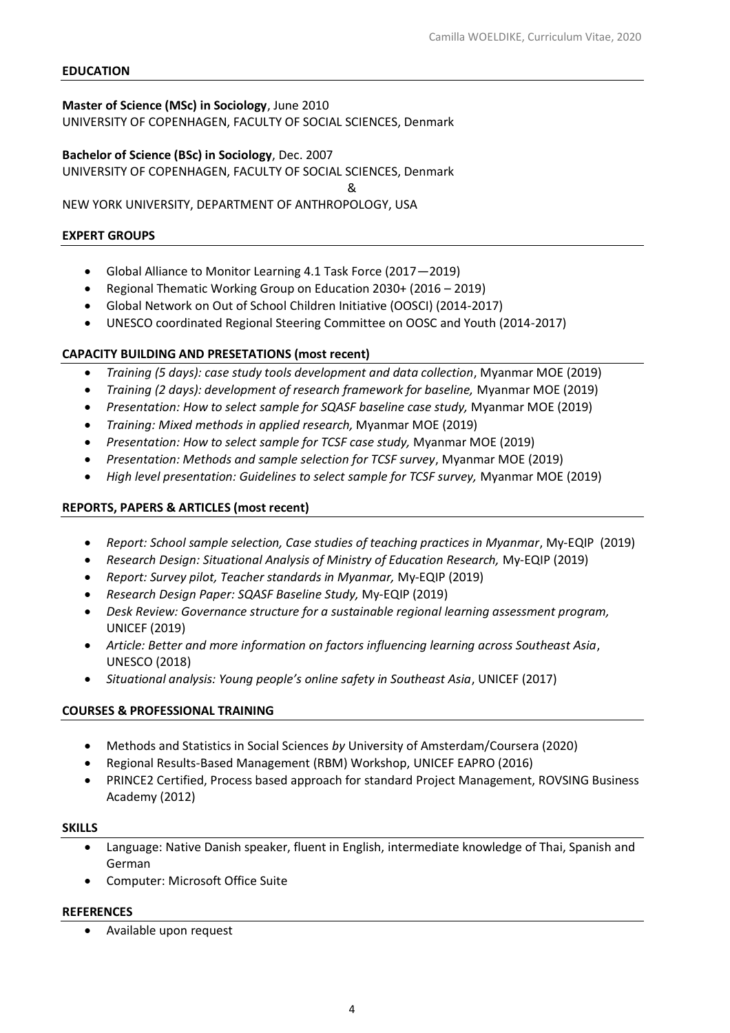## EDUCATION

**Master of Science (MSc) in Sociology**, June 2010
UNIVERSITY OF COPENHAGEN, FACULTY OF SOCIAL SCIENCES, Denmark

**Bachelor of Science (BSc) in Sociology**, Dec. 2007
UNIVERSITY OF COPENHAGEN, FACULTY OF SOCIAL SCIENCES, Denmark
&
NEW YORK UNIVERSITY, DEPARTMENT OF ANTHROPOLOGY, USA

## EXPERT GROUPS

- Global Alliance to Monitor Learning 4.1 Task Force (2017—2019)
- Regional Thematic Working Group on Education 2030+ (2016 – 2019)
- Global Network on Out of School Children Initiative (OOSCI) (2014-2017)
- UNESCO coordinated Regional Steering Committee on OOSC and Youth (2014-2017)

## CAPACITY BUILDING AND PRESETATIONS (most recent)

- *Training (5 days): case study tools development and data collection*, Myanmar MOE (2019)
- *Training (2 days): development of research framework for baseline,* Myanmar MOE (2019)
- *Presentation: How to select sample for SQASF baseline case study,* Myanmar MOE (2019)
- *Training: Mixed methods in applied research,* Myanmar MOE (2019)
- *Presentation: How to select sample for TCSF case study,* Myanmar MOE (2019)
- *Presentation: Methods and sample selection for TCSF survey*, Myanmar MOE (2019)
- *High level presentation: Guidelines to select sample for TCSF survey,* Myanmar MOE (2019)

## REPORTS, PAPERS & ARTICLES (most recent)

- *Report: School sample selection, Case studies of teaching practices in Myanmar*, My-EQIP (2019)
- *Research Design: Situational Analysis of Ministry of Education Research,* My-EQIP (2019)
- *Report: Survey pilot, Teacher standards in Myanmar,* My-EQIP (2019)
- *Research Design Paper: SQASF Baseline Study,* My-EQIP (2019)
- *Desk Review: Governance structure for a sustainable regional learning assessment program,* UNICEF (2019)
- *Article: Better and more information on factors influencing learning across Southeast Asia*, UNESCO (2018)
- *Situational analysis: Young people's online safety in Southeast Asia*, UNICEF (2017)

## COURSES & PROFESSIONAL TRAINING

- Methods and Statistics in Social Sciences *by* University of Amsterdam/Coursera (2020)
- Regional Results-Based Management (RBM) Workshop, UNICEF EAPRO (2016)
- PRINCE2 Certified, Process based approach for standard Project Management, ROVSING Business Academy (2012)

## SKILLS

- Language: Native Danish speaker, fluent in English, intermediate knowledge of Thai, Spanish and German
- Computer: Microsoft Office Suite

## REFERENCES

- Available upon request